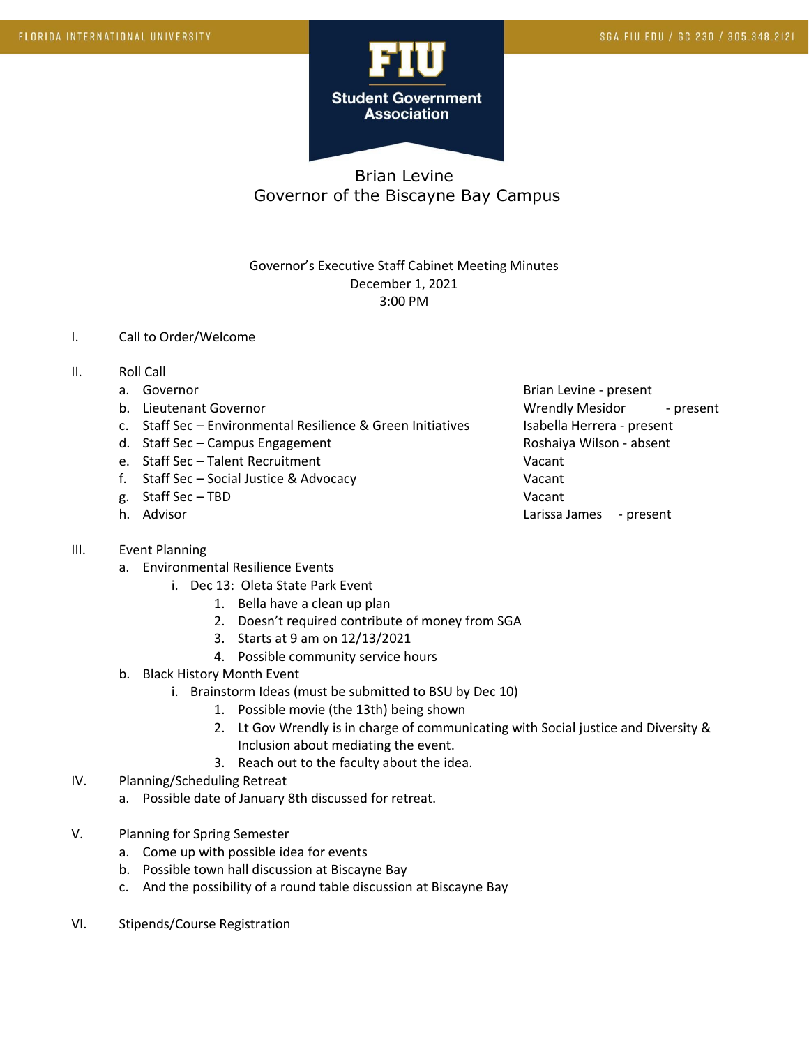FLORIDA INTERNATIONAL UNIVERSITY

SGA.FIU.EDU / GC 230 / 305.348.2121

**FIU Student Government Association**

# Brian Levine
## Governor of the Biscayne Bay Campus

Governor's Executive Staff Cabinet Meeting Minutes
December 1, 2021
3:00 PM

I. Call to Order/Welcome

II. Roll Call

| | Position | Name |
|---|---|---|
| a. | Governor | Brian Levine - present |
| b. | Lieutenant Governor | Wrendly Mesidor - present |
| c. | Staff Sec – Environmental Resilience & Green Initiatives | Isabella Herrera - present |
| d. | Staff Sec – Campus Engagement | Roshaiya Wilson - absent |
| e. | Staff Sec – Talent Recruitment | Vacant |
| f. | Staff Sec – Social Justice & Advocacy | Vacant |
| g. | Staff Sec – TBD | Vacant |
| h. | Advisor | Larissa James - present |

III. Event Planning
   a. Environmental Resilience Events
      i. Dec 13: Oleta State Park Event
         1. Bella have a clean up plan
         2. Doesn't required contribute of money from SGA
         3. Starts at 9 am on 12/13/2021
         4. Possible community service hours
   b. Black History Month Event
      i. Brainstorm Ideas (must be submitted to BSU by Dec 10)
         1. Possible movie (the 13th) being shown
         2. Lt Gov Wrendly is in charge of communicating with Social justice and Diversity & Inclusion about mediating the event.
         3. Reach out to the faculty about the idea.

IV. Planning/Scheduling Retreat
   a. Possible date of January 8th discussed for retreat.

V. Planning for Spring Semester
   a. Come up with possible idea for events
   b. Possible town hall discussion at Biscayne Bay
   c. And the possibility of a round table discussion at Biscayne Bay

VI. Stipends/Course Registration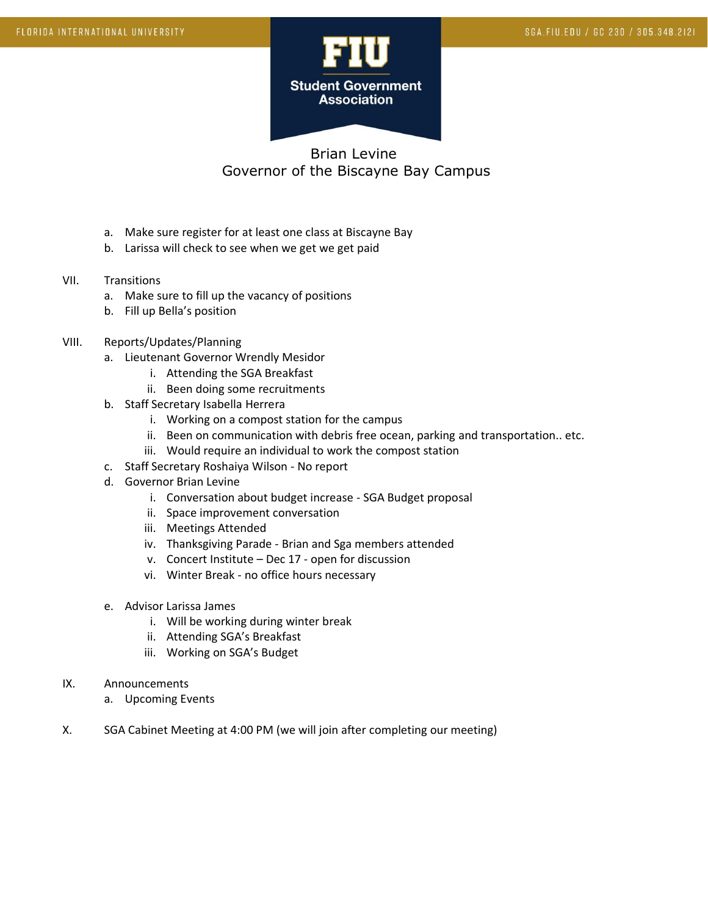Brian Levine
Governor of the Biscayne Bay Campus

a. Make sure register for at least one class at Biscayne Bay
b. Larissa will check to see when we get we get paid

VII. Transitions
   a. Make sure to fill up the vacancy of positions
   b. Fill up Bella's position

VIII. Reports/Updates/Planning
   a. Lieutenant Governor Wrendly Mesidor
      i. Attending the SGA Breakfast
      ii. Been doing some recruitments
   b. Staff Secretary Isabella Herrera
      i. Working on a compost station for the campus
      ii. Been on communication with debris free ocean, parking and transportation.. etc.
      iii. Would require an individual to work the compost station
   c. Staff Secretary Roshaiya Wilson - No report
   d. Governor Brian Levine
      i. Conversation about budget increase - SGA Budget proposal
      ii. Space improvement conversation
      iii. Meetings Attended
      iv. Thanksgiving Parade - Brian and Sga members attended
      v. Concert Institute – Dec 17 - open for discussion
      vi. Winter Break - no office hours necessary
   e. Advisor Larissa James
      i. Will be working during winter break
      ii. Attending SGA's Breakfast
      iii. Working on SGA's Budget

IX. Announcements
   a. Upcoming Events

X. SGA Cabinet Meeting at 4:00 PM (we will join after completing our meeting)